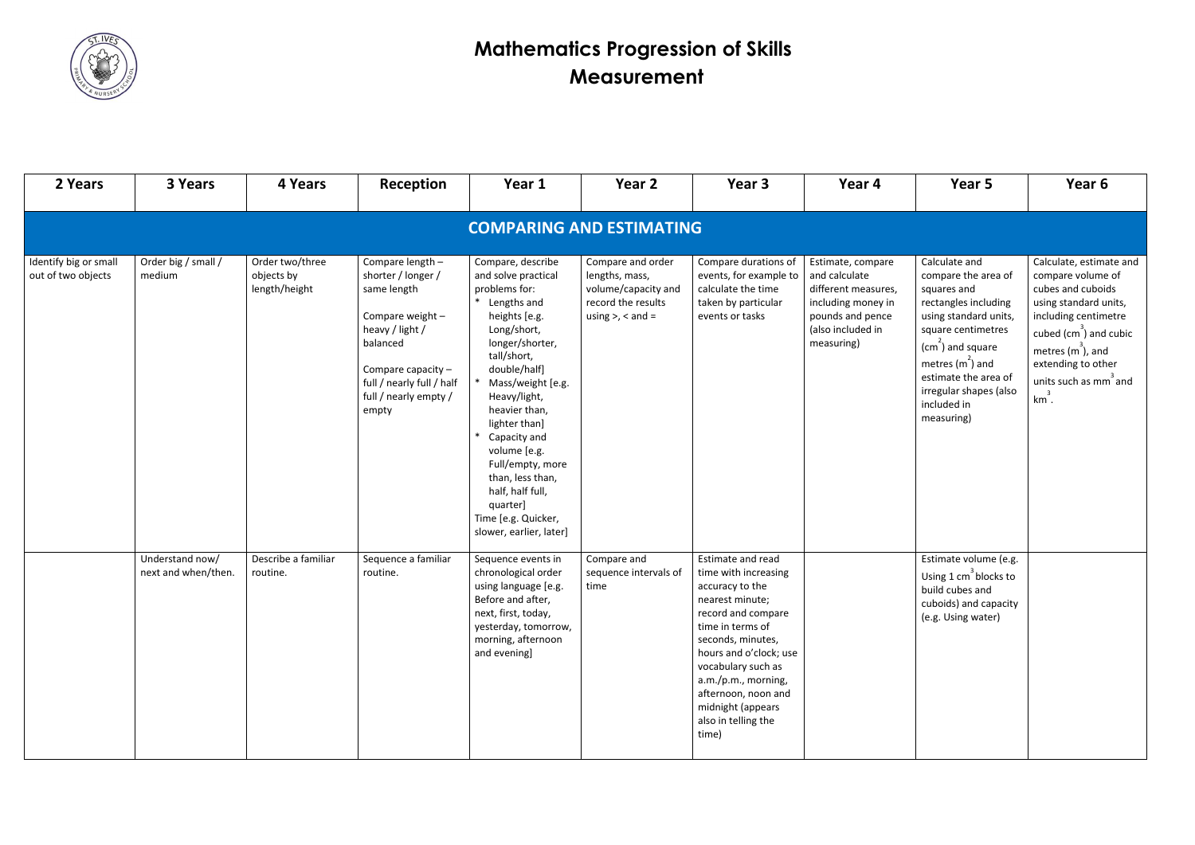# Mathematics Progression of Skills
# Measurement

| 2 Years | 3 Years | 4 Years | Reception | Year 1 | Year 2 | Year 3 | Year 4 | Year 5 | Year 6 |
|---|---|---|---|---|---|---|---|---|---|
| **COMPARING AND ESTIMATING** | | | | | | | | | |
| Identify big or small out of two objects | Order big / small / medium | Order two/three objects by length/height | Compare length – shorter / longer / same length<br><br>Compare weight – heavy / light / balanced<br><br>Compare capacity – full / nearly full / half full / nearly empty / empty | Compare, describe and solve practical problems for:<br>* Lengths and heights [e.g. Long/short, longer/shorter, tall/short, double/half]<br>* Mass/weight [e.g. Heavy/light, heavier than, lighter than]<br>* Capacity and volume [e.g. Full/empty, more than, less than, half, half full, quarter]<br>Time [e.g. Quicker, slower, earlier, later] | Compare and order lengths, mass, volume/capacity and record the results using >, < and = | Compare durations of events, for example to calculate the time taken by particular events or tasks | Estimate, compare and calculate different measures, including money in pounds and pence (also included in measuring) | Calculate and compare the area of squares and rectangles including using standard units, square centimetres ($cm^2$) and square metres ($m^2$) and estimate the area of irregular shapes (also included in measuring) | Calculate, estimate and compare volume of cubes and cuboids using standard units, including centimetre cubed ($cm^3$) and cubic metres ($m^3$), and extending to other units such as $mm^3$ and $km^3$. |
| | Understand now/ next and when/then. | Describe a familiar routine. | Sequence a familiar routine. | Sequence events in chronological order using language [e.g. Before and after, next, first, today, yesterday, tomorrow, morning, afternoon and evening] | Compare and sequence intervals of time | Estimate and read time with increasing accuracy to the nearest minute; record and compare time in terms of seconds, minutes, hours and o'clock; use vocabulary such as a.m./p.m., morning, afternoon, noon and midnight (appears also in telling the time) | | Estimate volume (e.g. Using 1 $cm^3$ blocks to build cubes and cuboids) and capacity (e.g. Using water) | |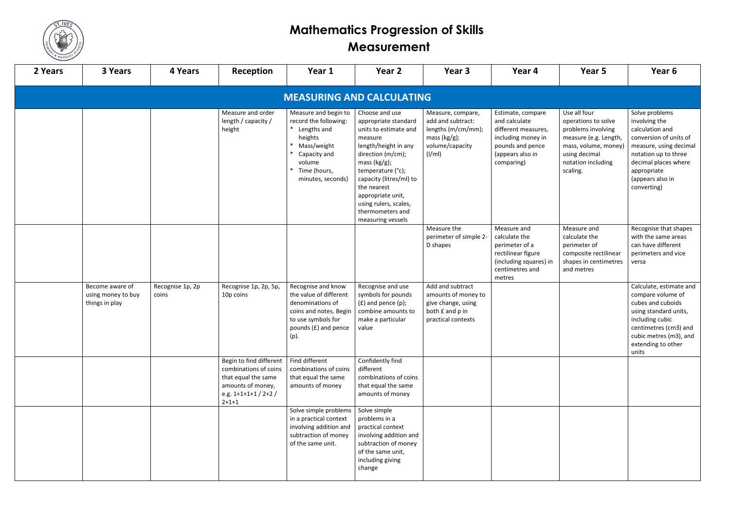# Mathematics Progression of Skills

## Measurement

| 2 Years | 3 Years | 4 Years | Reception | Year 1 | Year 2 | Year 3 | Year 4 | Year 5 | Year 6 |
|---|---|---|---|---|---|---|---|---|---|
| **MEASURING AND CALCULATING** | | | | | | | | | |
| | | | Measure and order length / capacity / height | Measure and begin to record the following: * Lengths and heights * Mass/weight * Capacity and volume * Time (hours, minutes, seconds) | Choose and use appropriate standard units to estimate and measure length/height in any direction (m/cm); mass (kg/g); temperature (°c); capacity (litres/ml) to the nearest appropriate unit, using rulers, scales, thermometers and measuring vessels | Measure, compare, add and subtract: lengths (m/cm/mm); mass (kg/g); volume/capacity (l/ml) | Estimate, compare and calculate different measures, including money in pounds and pence (appears also in comparing) | Use all four operations to solve problems involving measure (e.g. Length, mass, volume, money) using decimal notation including scaling. | Solve problems involving the calculation and conversion of units of measure, using decimal notation up to three decimal places where appropriate (appears also in converting) |
| | | | | | | Measure the perimeter of simple 2-D shapes | Measure and calculate the perimeter of a rectilinear figure (including squares) in centimetres and metres | Measure and calculate the perimeter of composite rectilinear shapes in centimetres and metres | Recognise that shapes with the same areas can have different perimeters and vice versa |
| | Become aware of using money to buy things in play | Recognise 1p, 2p coins | Recognise 1p, 2p, 5p, 10p coins | Recognise and know the value of different denominations of coins and notes. Begin to use symbols for pounds (£) and pence (p). | Recognise and use symbols for pounds (£) and pence (p); combine amounts to make a particular value | Add and subtract amounts of money to give change, using both £ and p in practical contexts | | | Calculate, estimate and compare volume of cubes and cuboids using standard units, including cubic centimetres (cm3) and cubic metres (m3), and extending to other units |
| | | | Begin to find different combinations of coins that equal the same amounts of money, e.g. 1+1+1+1 / 2+2 / 2+1+1 | Find different combinations of coins that equal the same amounts of money | Confidently find different combinations of coins that equal the same amounts of money | | | | |
| | | | | Solve simple problems in a practical context involving addition and subtraction of money of the same unit. | Solve simple problems in a practical context involving addition and subtraction of money of the same unit, including giving change | | | | |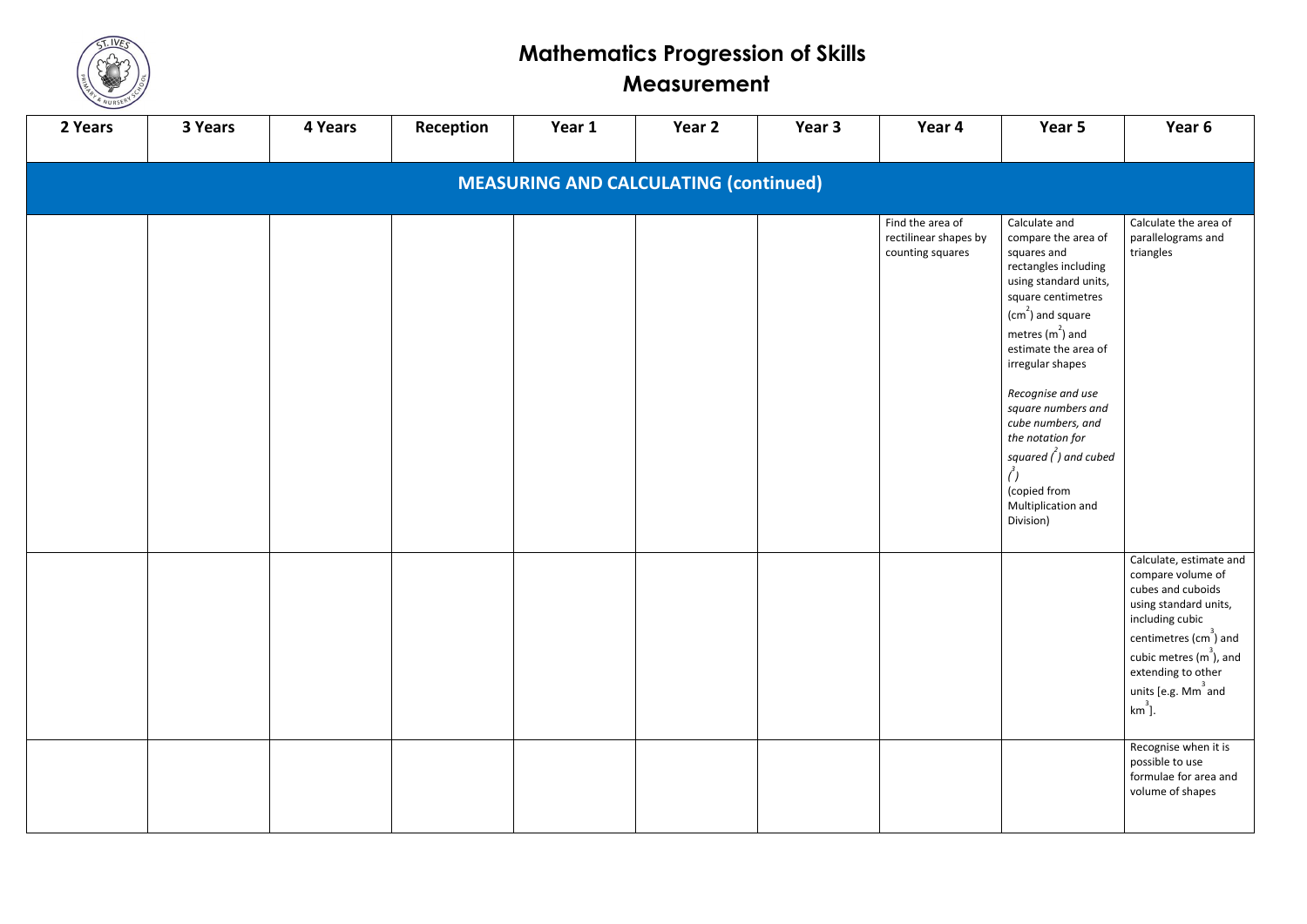# Mathematics Progression of Skills

## Measurement

| 2 Years | 3 Years | 4 Years | Reception | Year 1 | Year 2 | Year 3 | Year 4 | Year 5 | Year 6 |
|---|---|---|---|---|---|---|---|---|---|
| **MEASURING AND CALCULATING (continued)** | | | | | | | | | |
| | | | | | | | Find the area of rectilinear shapes by counting squares | Calculate and compare the area of squares and rectangles including using standard units, square centimetres ($cm^2$) and square metres ($m^2$) and estimate the area of irregular shapes<br><br>*Recognise and use square numbers and cube numbers, and the notation for squared ($^2$) and cubed ($^3$)*<br>(copied from Multiplication and Division) | Calculate the area of parallelograms and triangles |
| | | | | | | | | | Calculate, estimate and compare volume of cubes and cuboids using standard units, including cubic centimetres ($cm^3$) and cubic metres ($m^3$), and extending to other units [e.g. $Mm^3$ and $km^3$]. |
| | | | | | | | | | Recognise when it is possible to use formulae for area and volume of shapes |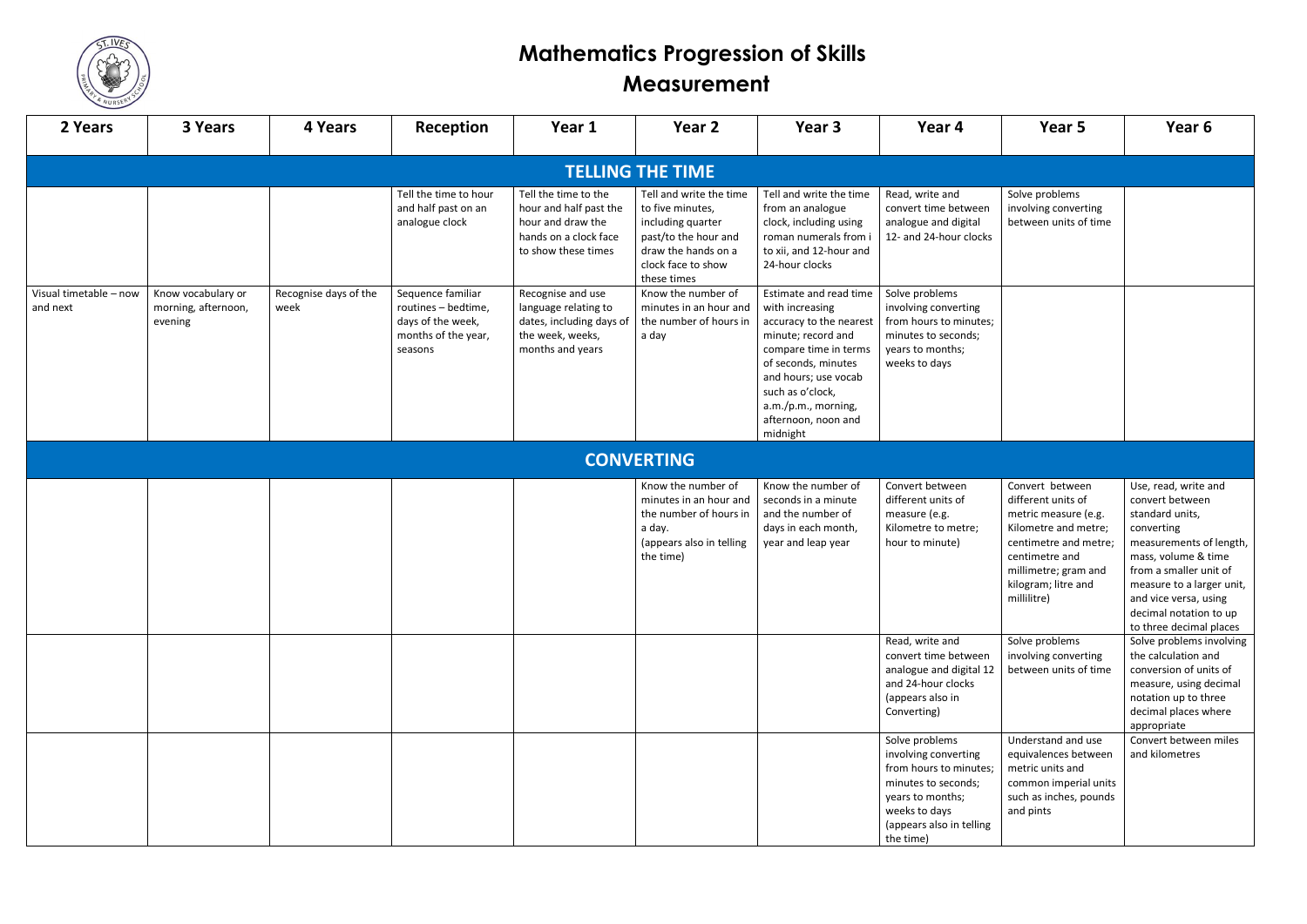# Mathematics Progression of Skills

## Measurement

| 2 Years | 3 Years | 4 Years | Reception | Year 1 | Year 2 | Year 3 | Year 4 | Year 5 | Year 6 |
|---|---|---|---|---|---|---|---|---|---|
| **TELLING THE TIME** | | | | | | | | | |
| | | | Tell the time to hour and half past on an analogue clock | Tell the time to the hour and half past the hour and draw the hands on a clock face to show these times | Tell and write the time to five minutes, including quarter past/to the hour and draw the hands on a clock face to show these times | Tell and write the time from an analogue clock, including using roman numerals from i to xii, and 12-hour and 24-hour clocks | Read, write and convert time between analogue and digital 12- and 24-hour clocks | Solve problems involving converting between units of time | |
| Visual timetable – now and next | Know vocabulary or morning, afternoon, evening | Recognise days of the week | Sequence familiar routines – bedtime, days of the week, months of the year, seasons | Recognise and use language relating to dates, including days of the week, weeks, months and years | Know the number of minutes in an hour and the number of hours in a day | Estimate and read time with increasing accuracy to the nearest minute; record and compare time in terms of seconds, minutes and hours; use vocab such as o'clock, a.m./p.m., morning, afternoon, noon and midnight | Solve problems involving converting from hours to minutes; minutes to seconds; years to months; weeks to days | | |
| **CONVERTING** | | | | | | | | | |
| | | | | | Know the number of minutes in an hour and the number of hours in a day. (appears also in telling the time) | Know the number of seconds in a minute and the number of days in each month, year and leap year | Convert between different units of measure (e.g. Kilometre to metre; hour to minute) | Convert between different units of metric measure (e.g. Kilometre and metre; centimetre and metre; centimetre and millimetre; gram and kilogram; litre and millilitre) | Use, read, write and convert between standard units, converting measurements of length, mass, volume & time from a smaller unit of measure to a larger unit, and vice versa, using decimal notation to up to three decimal places |
| | | | | | | | Read, write and convert time between analogue and digital 12 and 24-hour clocks (appears also in Converting) | Solve problems involving converting between units of time | Solve problems involving the calculation and conversion of units of measure, using decimal notation up to three decimal places where appropriate |
| | | | | | | | Solve problems involving converting from hours to minutes; minutes to seconds; years to months; weeks to days (appears also in telling the time) | Understand and use equivalences between metric units and common imperial units such as inches, pounds and pints | Convert between miles and kilometres |